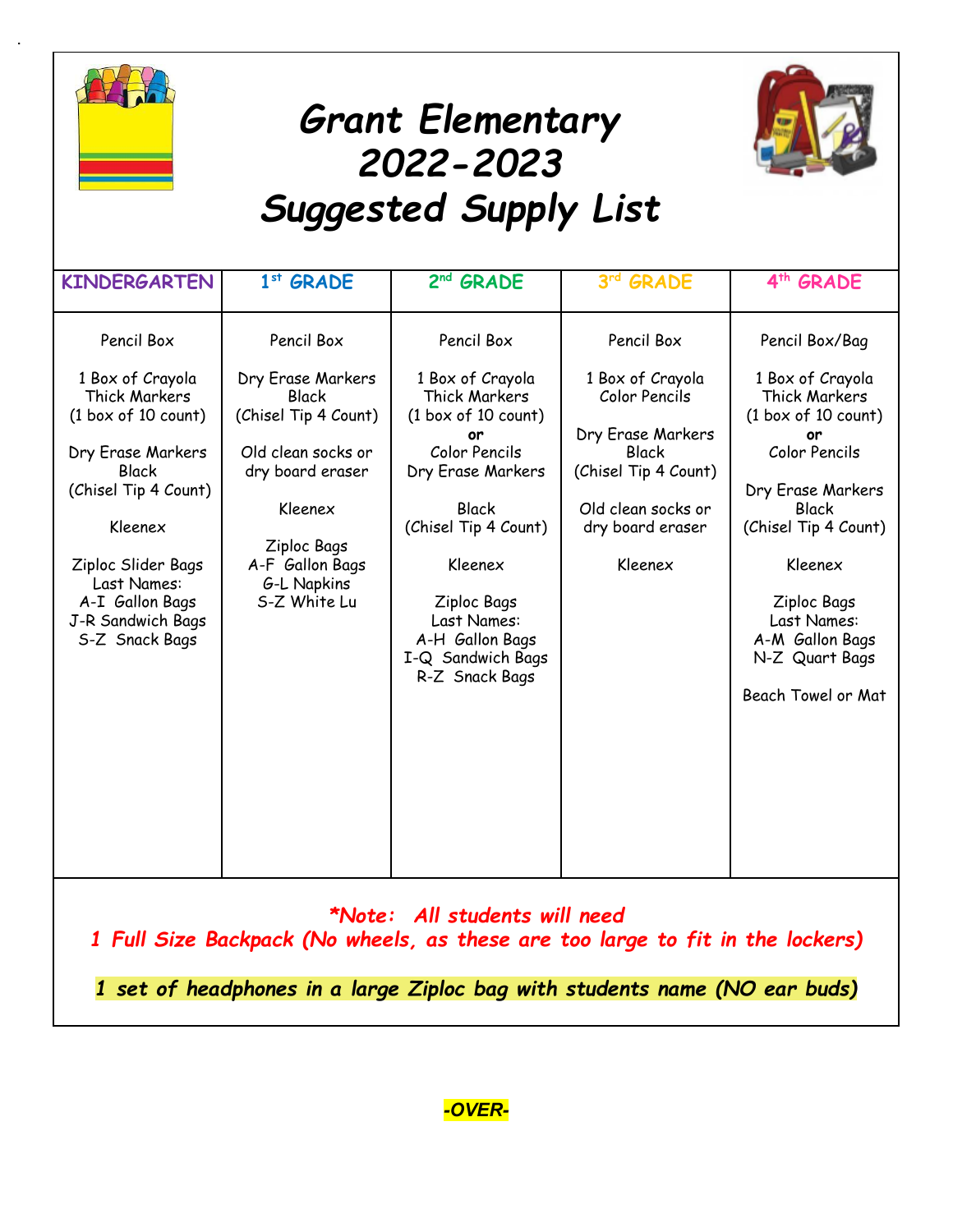# Grant Elementary 2022-2023 Suggested Supply List

| KINDERGARTEN | 1st GRADE | 2nd GRADE | 3rd GRADE | 4th GRADE |
|---|---|---|---|---|
| Pencil Box<br><br>1 Box of Crayola Thick Markers (1 box of 10 count)<br><br>Dry Erase Markers Black (Chisel Tip 4 Count)<br><br>Kleenex<br><br>Ziploc Slider Bags<br>Last Names:<br>A-I Gallon Bags<br>J-R Sandwich Bags<br>S-Z Snack Bags | Pencil Box<br><br>Dry Erase Markers Black (Chisel Tip 4 Count)<br><br>Old clean socks or dry board eraser<br><br>Kleenex<br><br>Ziploc Bags<br>A-F Gallon Bags<br>G-L Napkins<br>S-Z White Lu | Pencil Box<br><br>1 Box of Crayola Thick Markers (1 box of 10 count)<br>**or**<br>Color Pencils<br>Dry Erase Markers<br><br>Black (Chisel Tip 4 Count)<br><br>Kleenex<br><br>Ziploc Bags<br>Last Names:<br>A-H Gallon Bags<br>I-Q Sandwich Bags<br>R-Z Snack Bags | Pencil Box<br><br>1 Box of Crayola Color Pencils<br><br>Dry Erase Markers Black (Chisel Tip 4 Count)<br><br>Old clean socks or dry board eraser<br><br>Kleenex | Pencil Box/Bag<br><br>1 Box of Crayola Thick Markers (1 box of 10 count)<br>**or**<br>Color Pencils<br><br>Dry Erase Markers Black (Chisel Tip 4 Count)<br><br>Kleenex<br><br>Ziploc Bags<br>Last Names:<br>A-M Gallon Bags<br>N-Z Quart Bags<br><br>Beach Towel or Mat |

***\*Note: All students will need***
***1 Full Size Backpack (No wheels, as these are too large to fit in the lockers)***

***1 set of headphones in a large Ziploc bag with students name (NO ear buds)***

***-OVER-***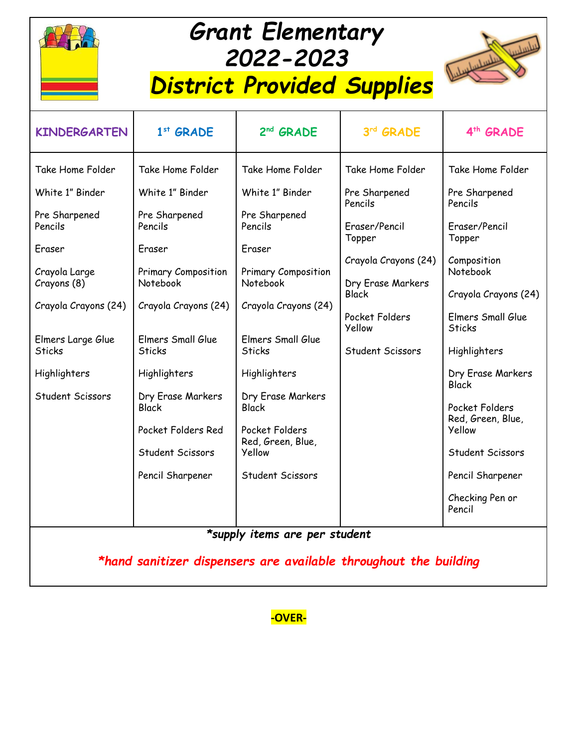# Grant Elementary 2022-2023

## District Provided Supplies

| KINDERGARTEN | 1st GRADE | 2nd GRADE | 3rd GRADE | 4th GRADE |
|---|---|---|---|---|
| Take Home Folder | Take Home Folder | Take Home Folder | Take Home Folder | Take Home Folder |
| White 1" Binder | White 1" Binder | White 1" Binder | Pre Sharpened Pencils | Pre Sharpened Pencils |
| Pre Sharpened Pencils | Pre Sharpened Pencils | Pre Sharpened Pencils | Eraser/Pencil Topper | Eraser/Pencil Topper |
| Eraser | Eraser | Eraser | Crayola Crayons (24) | Composition Notebook |
| Crayola Large Crayons (8) | Primary Composition Notebook | Primary Composition Notebook | Dry Erase Markers Black | Crayola Crayons (24) |
| Crayola Crayons (24) | Crayola Crayons (24) | Crayola Crayons (24) | Pocket Folders Yellow | Elmers Small Glue Sticks |
| Elmers Large Glue Sticks | Elmers Small Glue Sticks | Elmers Small Glue Sticks | Student Scissors | Highlighters |
| Highlighters | Highlighters | Highlighters | | Dry Erase Markers Black |
| Student Scissors | Dry Erase Markers Black | Dry Erase Markers Black | | Pocket Folders Red, Green, Blue, Yellow |
| | Pocket Folders Red | Pocket Folders Red, Green, Blue, Yellow | | Student Scissors |
| | Student Scissors | Student Scissors | | Pencil Sharpener |
| | Pencil Sharpener | | | Checking Pen or Pencil |

*\*supply items are per student*

*\*hand sanitizer dispensers are available throughout the building*

**-OVER-**